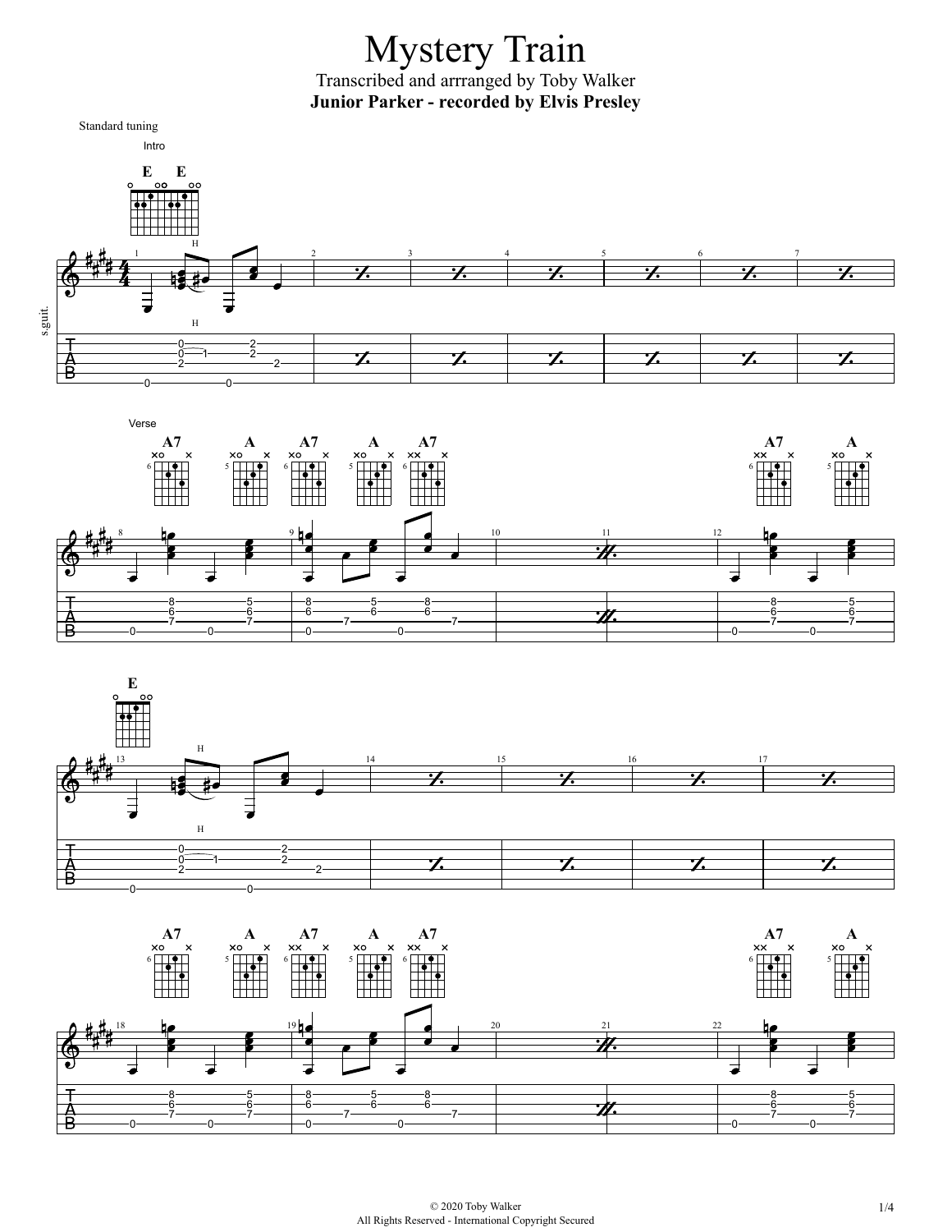# Mystery Train

Transcribed and arranged by Toby Walker

**Junior Parker - recorded by Elvis Presley**

Standard tuning

Intro

Verse

© 2020 Toby Walker
All Rights Reserved - International Copyright Secured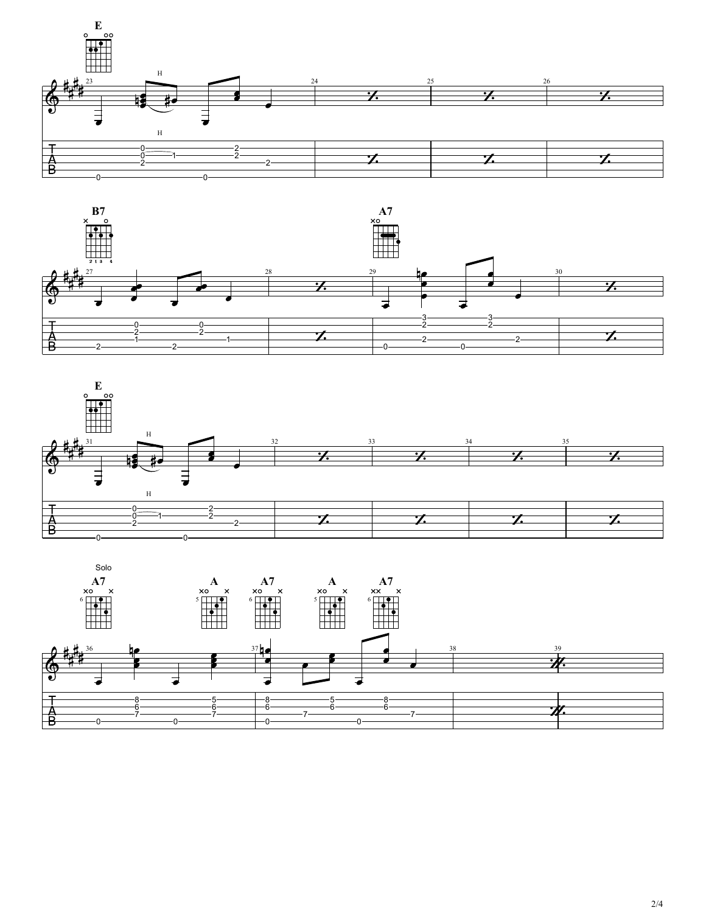E

B7 A7

E

Solo

A7 A A7 A A7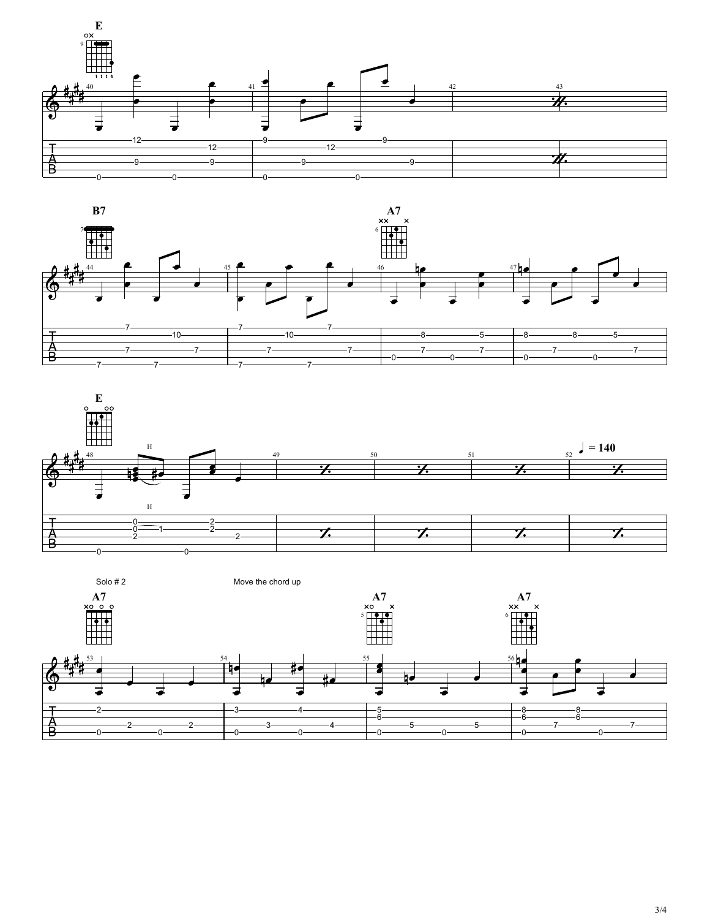E

B7

A7

E

♩ = 140

Solo # 2

Move the chord up

A7

A7

A7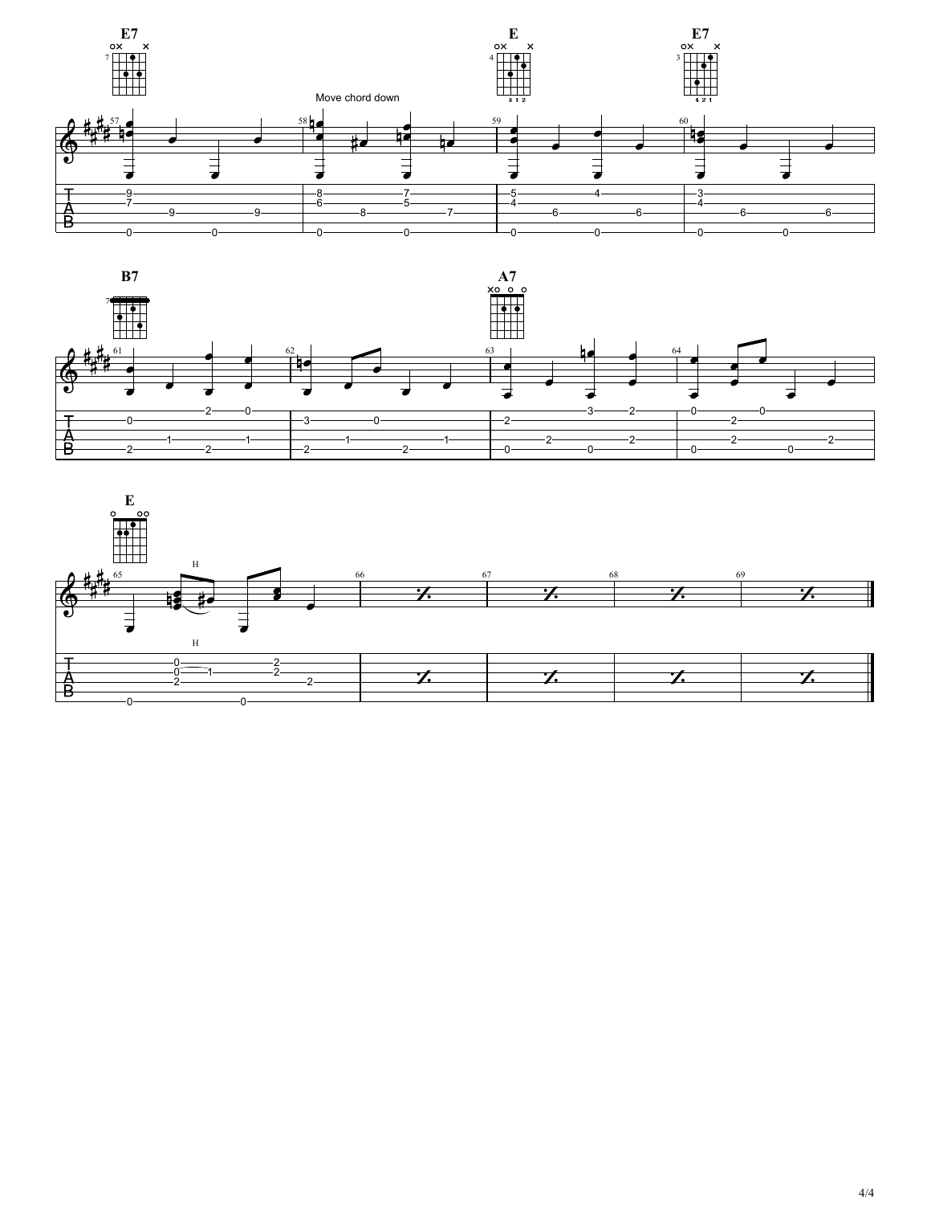E7

Move chord down

E

E7

B7

A7

E

H

H